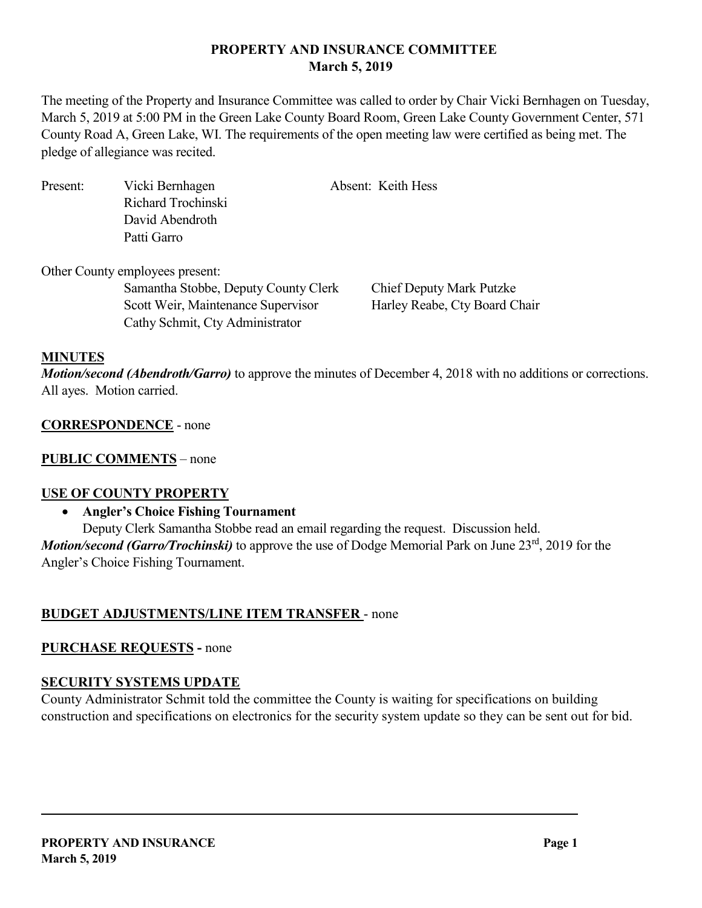# PROPERTY AND INSURANCE COMMITTEE
## March 5, 2019

The meeting of the Property and Insurance Committee was called to order by Chair Vicki Bernhagen on Tuesday, March 5, 2019 at 5:00 PM in the Green Lake County Board Room, Green Lake County Government Center, 571 County Road A, Green Lake, WI. The requirements of the open meeting law were certified as being met. The pledge of allegiance was recited.

Present: Vicki Bernhagen
Richard Trochinski
David Abendroth
Patti Garro

Absent: Keith Hess

Other County employees present:
Samantha Stobbe, Deputy County Clerk
Scott Weir, Maintenance Supervisor
Cathy Schmit, Cty Administrator
Chief Deputy Mark Putzke
Harley Reabe, Cty Board Chair

**MINUTES**

***Motion/second (Abendroth/Garro)*** to approve the minutes of December 4, 2018 with no additions or corrections. All ayes. Motion carried.

**CORRESPONDENCE** - none

**PUBLIC COMMENTS** – none

**USE OF COUNTY PROPERTY**

- **Angler's Choice Fishing Tournament**

  Deputy Clerk Samantha Stobbe read an email regarding the request. Discussion held.

***Motion/second (Garro/Trochinski)*** to approve the use of Dodge Memorial Park on June 23rd, 2019 for the Angler's Choice Fishing Tournament.

**BUDGET ADJUSTMENTS/LINE ITEM TRANSFER** - none

**PURCHASE REQUESTS -** none

**SECURITY SYSTEMS UPDATE**

County Administrator Schmit told the committee the County is waiting for specifications on building construction and specifications on electronics for the security system update so they can be sent out for bid.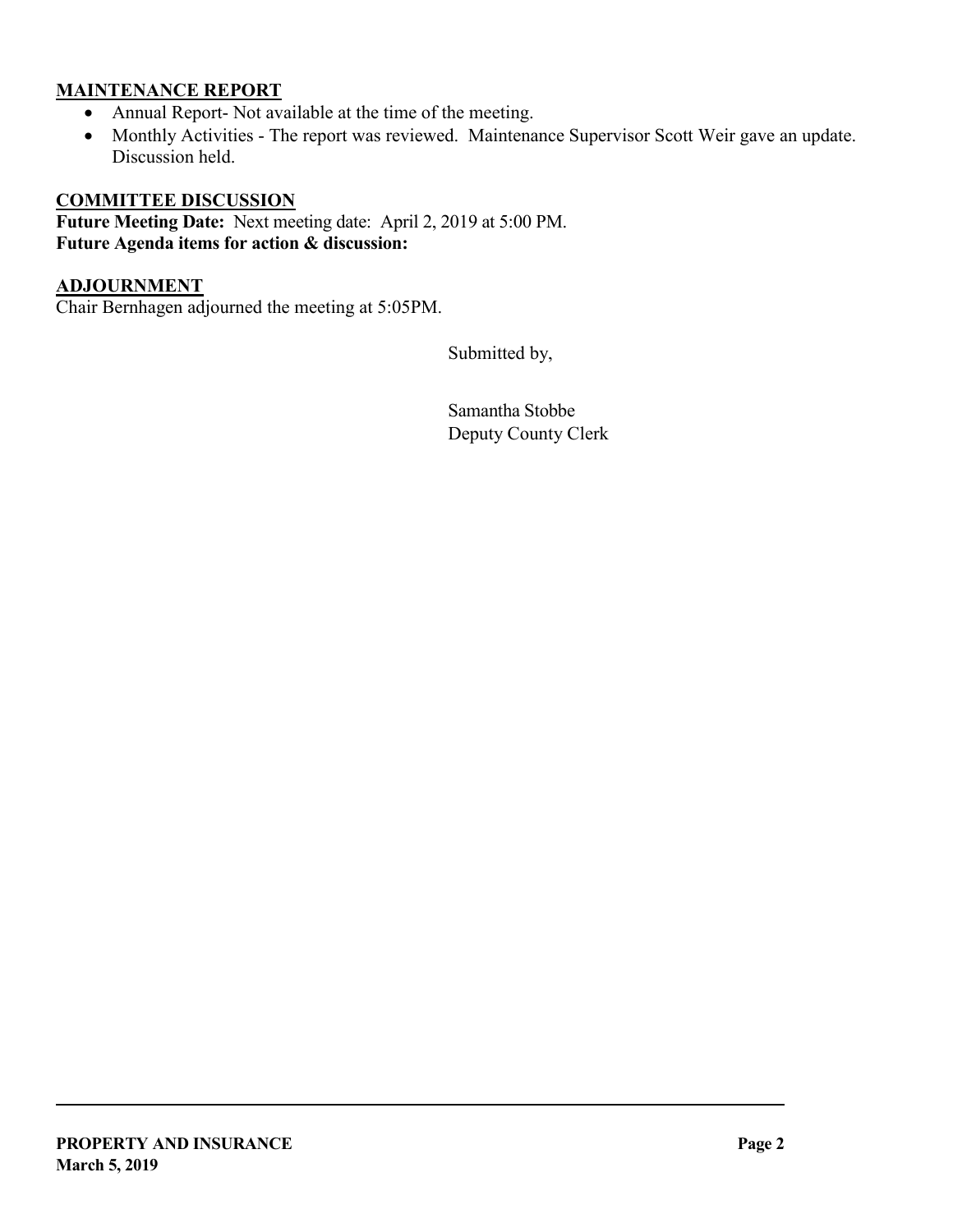## MAINTENANCE REPORT

- Annual Report- Not available at the time of the meeting.
- Monthly Activities - The report was reviewed. Maintenance Supervisor Scott Weir gave an update. Discussion held.

## COMMITTEE DISCUSSION

**Future Meeting Date:** Next meeting date: April 2, 2019 at 5:00 PM.
**Future Agenda items for action & discussion:**

## ADJOURNMENT

Chair Bernhagen adjourned the meeting at 5:05PM.

Submitted by,

Samantha Stobbe
Deputy County Clerk